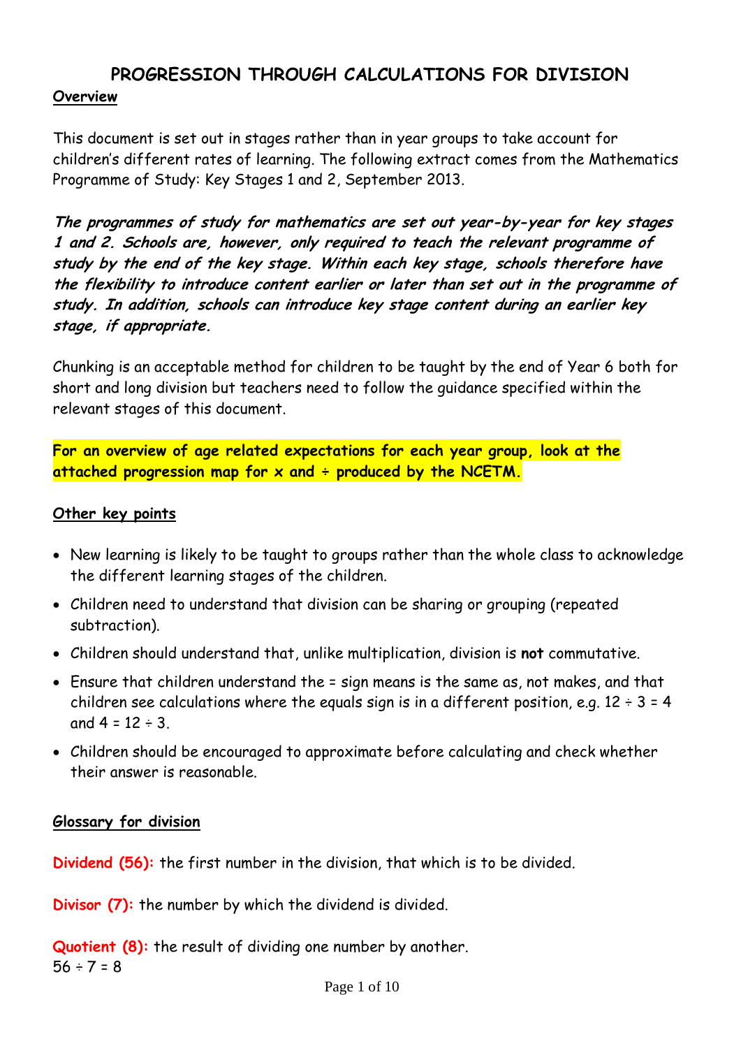# PROGRESSION THROUGH CALCULATIONS FOR DIVISION

**Overview**

This document is set out in stages rather than in year groups to take account for children's different rates of learning. The following extract comes from the Mathematics Programme of Study: Key Stages 1 and 2, September 2013.

***The programmes of study for mathematics are set out year-by-year for key stages 1 and 2. Schools are, however, only required to teach the relevant programme of study by the end of the key stage. Within each key stage, schools therefore have the flexibility to introduce content earlier or later than set out in the programme of study. In addition, schools can introduce key stage content during an earlier key stage, if appropriate.***

Chunking is an acceptable method for children to be taught by the end of Year 6 both for short and long division but teachers need to follow the guidance specified within the relevant stages of this document.

**For an overview of age related expectations for each year group, look at the attached progression map for x and ÷ produced by the NCETM.**

**Other key points**

- New learning is likely to be taught to groups rather than the whole class to acknowledge the different learning stages of the children.
- Children need to understand that division can be sharing or grouping (repeated subtraction).
- Children should understand that, unlike multiplication, division is **not** commutative.
- Ensure that children understand the = sign means is the same as, not makes, and that children see calculations where the equals sign is in a different position, e.g. $12 \div 3 = 4$ and $4 = 12 \div 3$.
- Children should be encouraged to approximate before calculating and check whether their answer is reasonable.

**Glossary for division**

**Dividend (56):** the first number in the division, that which is to be divided.

**Divisor (7):** the number by which the dividend is divided.

**Quotient (8):** the result of dividing one number by another.
$56 \div 7 = 8$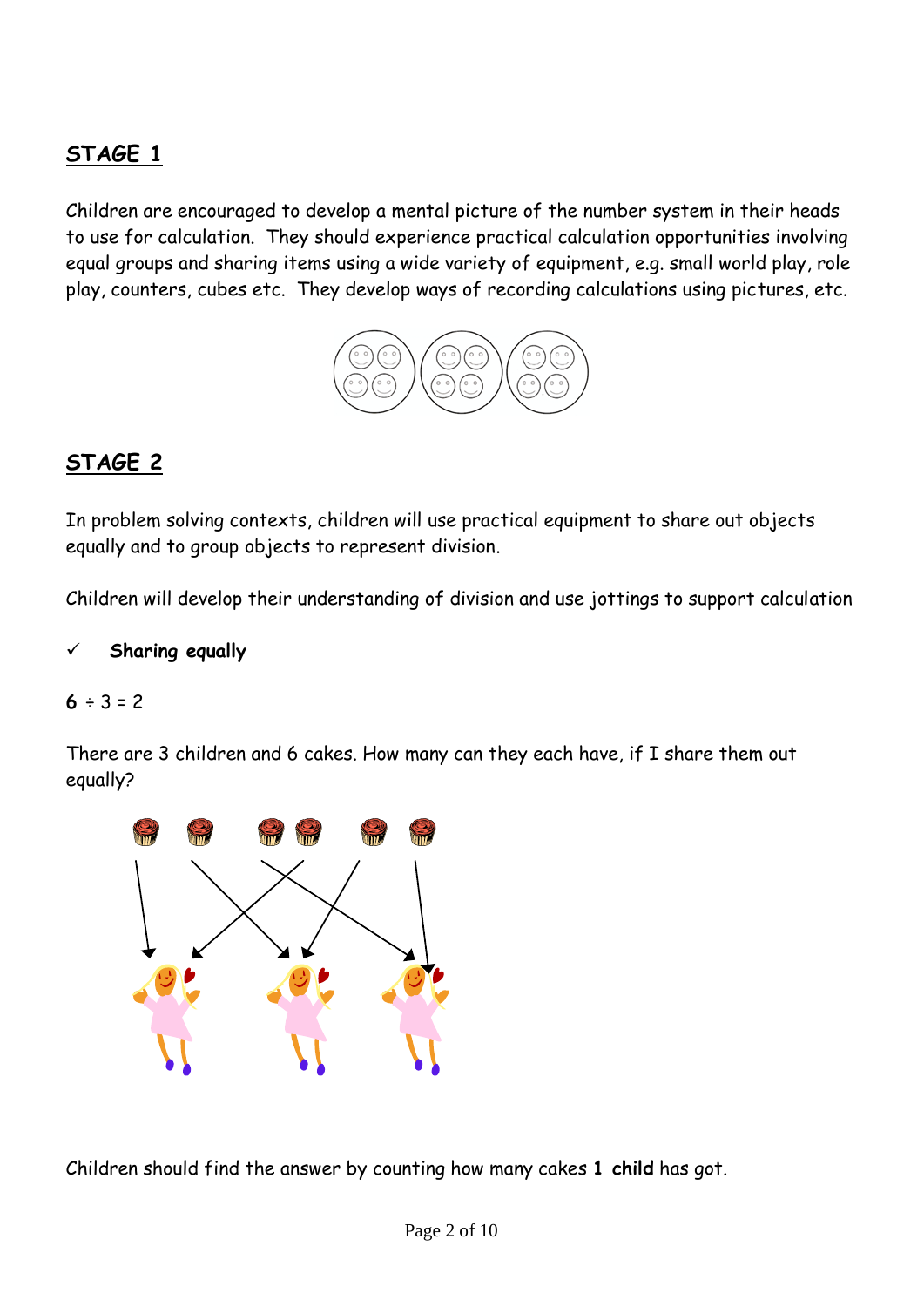## STAGE 1

Children are encouraged to develop a mental picture of the number system in their heads to use for calculation. They should experience practical calculation opportunities involving equal groups and sharing items using a wide variety of equipment, e.g. small world play, role play, counters, cubes etc. They develop ways of recording calculations using pictures, etc.

## STAGE 2

In problem solving contexts, children will use practical equipment to share out objects equally and to group objects to represent division.

Children will develop their understanding of division and use jottings to support calculation

- ✓ **Sharing equally**

**6** ÷ 3 = 2

There are 3 children and 6 cakes. How many can they each have, if I share them out equally?

Children should find the answer by counting how many cakes **1 child** has got.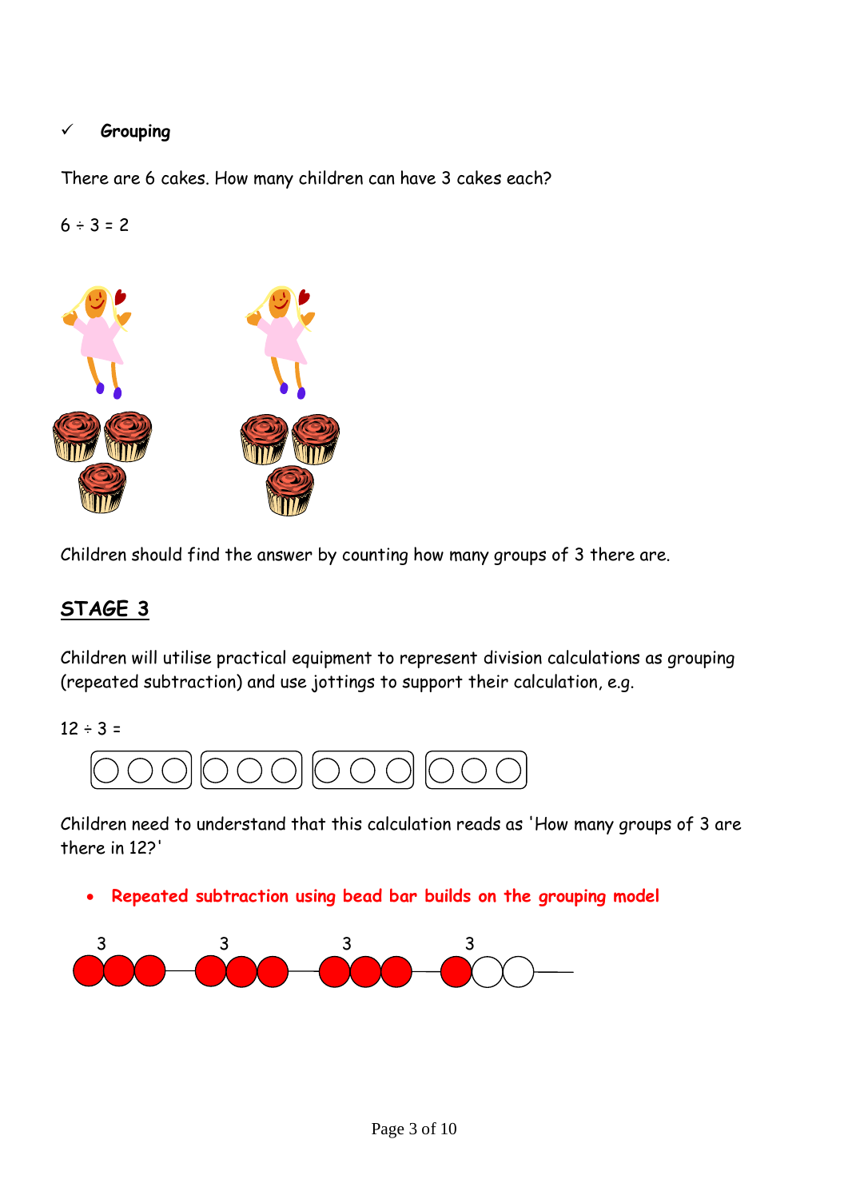✓ ***Grouping***

There are 6 cakes. How many children can have 3 cakes each?

6 ÷ 3 = 2

Children should find the answer by counting how many groups of 3 there are.

## STAGE 3

Children will utilise practical equipment to represent division calculations as grouping (repeated subtraction) and use jottings to support their calculation, e.g.

12 ÷ 3 =

Children need to understand that this calculation reads as 'How many groups of 3 are there in 12?'

- **Repeated subtraction using bead bar builds on the grouping model**

3 3 3 3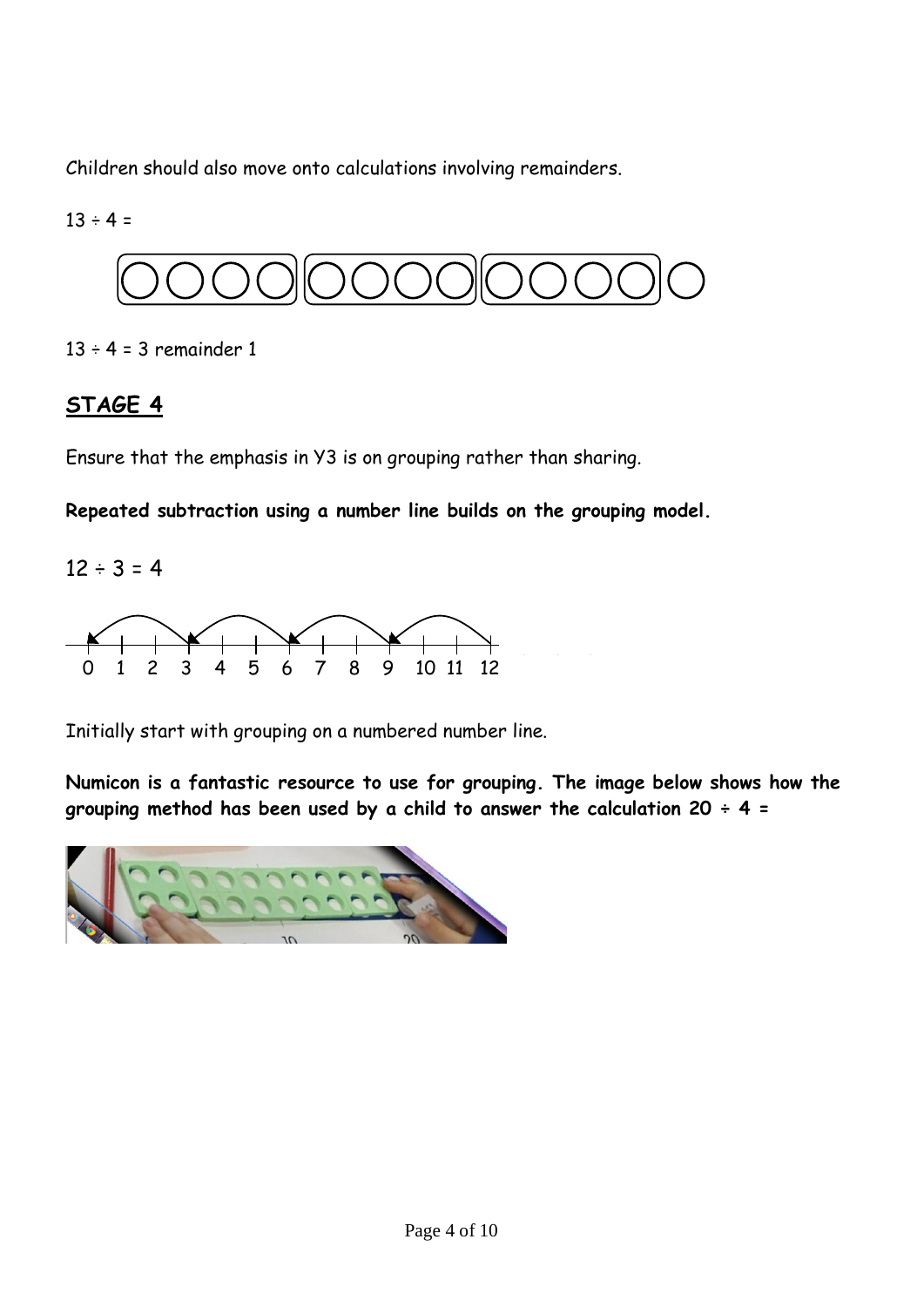Children should also move onto calculations involving remainders.

13 ÷ 4 =

13 ÷ 4 = 3 remainder 1

## STAGE 4

Ensure that the emphasis in Y3 is on grouping rather than sharing.

**Repeated subtraction using a number line builds on the grouping model.**

12 ÷ 3 = 4

Initially start with grouping on a numbered number line.

**Numicon is a fantastic resource to use for grouping. The image below shows how the grouping method has been used by a child to answer the calculation 20 ÷ 4 =**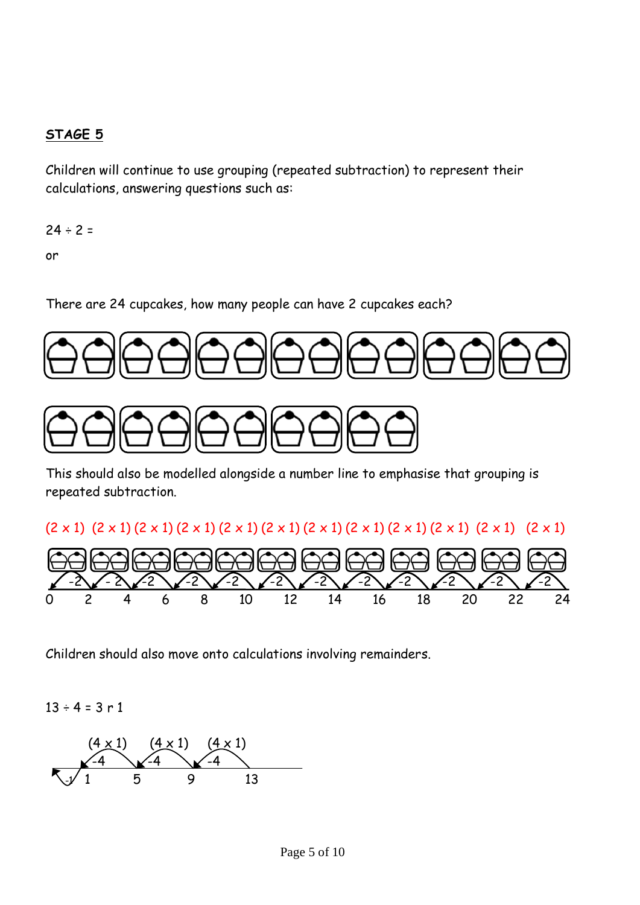**STAGE 5**

Children will continue to use grouping (repeated subtraction) to represent their calculations, answering questions such as:

24 ÷ 2 =

or

There are 24 cupcakes, how many people can have 2 cupcakes each?

This should also be modelled alongside a number line to emphasise that grouping is repeated subtraction.

(2 x 1) (2 x 1) (2 x 1) (2 x 1) (2 x 1) (2 x 1) (2 x 1) (2 x 1) (2 x 1) (2 x 1) (2 x 1) (2 x 1)

-2 -2 -2 -2 -2 -2 -2 -2 -2 -2 -2 -2

0 2 4 6 8 10 12 14 16 18 20 22 24

Children should also move onto calculations involving remainders.

13 ÷ 4 = 3 r 1

(4 x 1) (4 x 1) (4 x 1)

-1 -4 -4 -4

1 5 9 13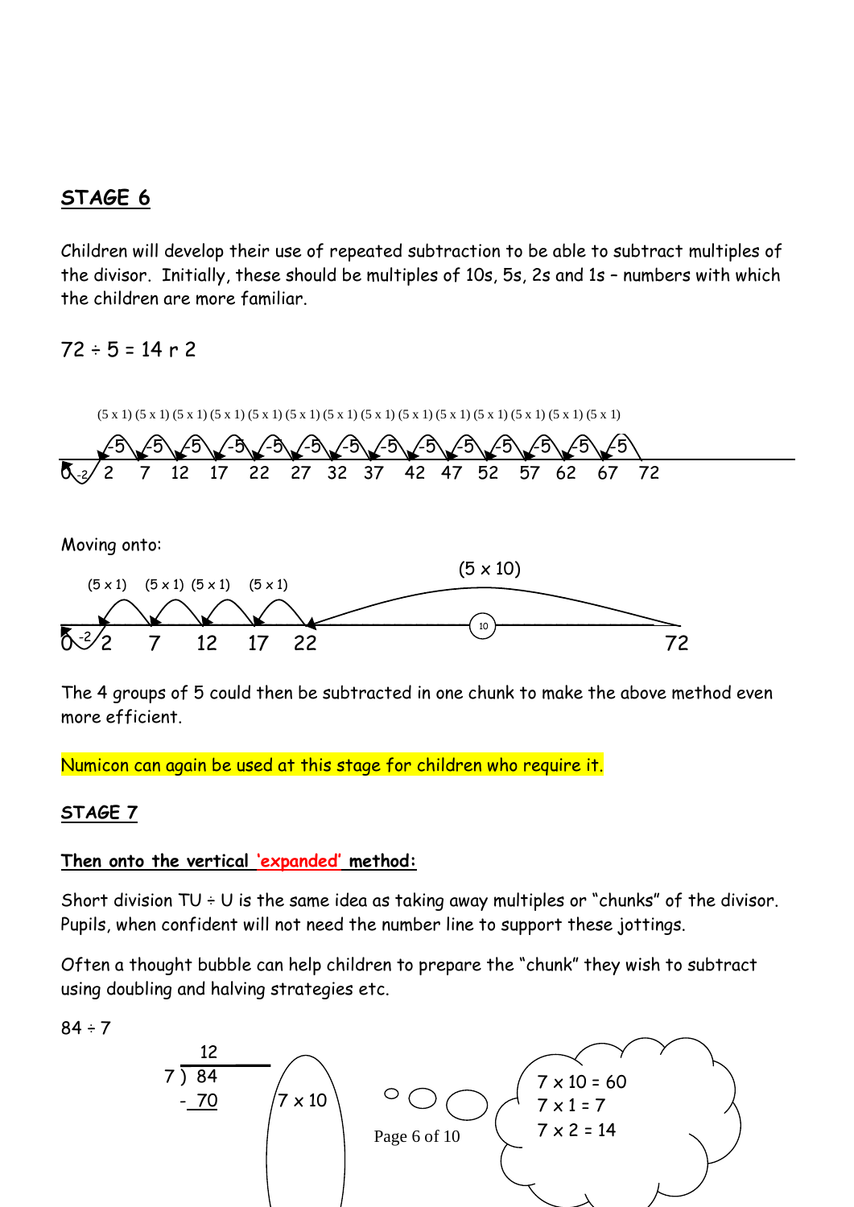## STAGE 6

Children will develop their use of repeated subtraction to be able to subtract multiples of the divisor. Initially, these should be multiples of 10s, 5s, 2s and 1s – numbers with which the children are more familiar.

72 ÷ 5 = 14 r 2

(5 x 1) (5 x 1) (5 x 1) (5 x 1) (5 x 1) (5 x 1) (5 x 1) (5 x 1) (5 x 1) (5 x 1) (5 x 1) (5 x 1) (5 x 1) (5 x 1)

-5 -5 -5 -5 -5 -5 -5 -5 -5 -5 -5 -5 -5 -5

0 -2 2 7 12 17 22 27 32 37 42 47 52 57 62 67 72

Moving onto:

(5 x 1) (5 x 1) (5 x 1) (5 x 1) (5 x 10)

0 -2 2 7 12 17 22 10 72

The 4 groups of 5 could then be subtracted in one chunk to make the above method even more efficient.

Numicon can again be used at this stage for children who require it.

## STAGE 7

**Then onto the vertical 'expanded' method:**

Short division TU ÷ U is the same idea as taking away multiples or "chunks" of the divisor. Pupils, when confident will not need the number line to support these jottings.

Often a thought bubble can help children to prepare the "chunk" they wish to subtract using doubling and halving strategies etc.

84 ÷ 7

```
    12
7 ) 84
  - 70     7 x 10
```

7 x 10 = 60
7 x 1 = 7
7 x 2 = 14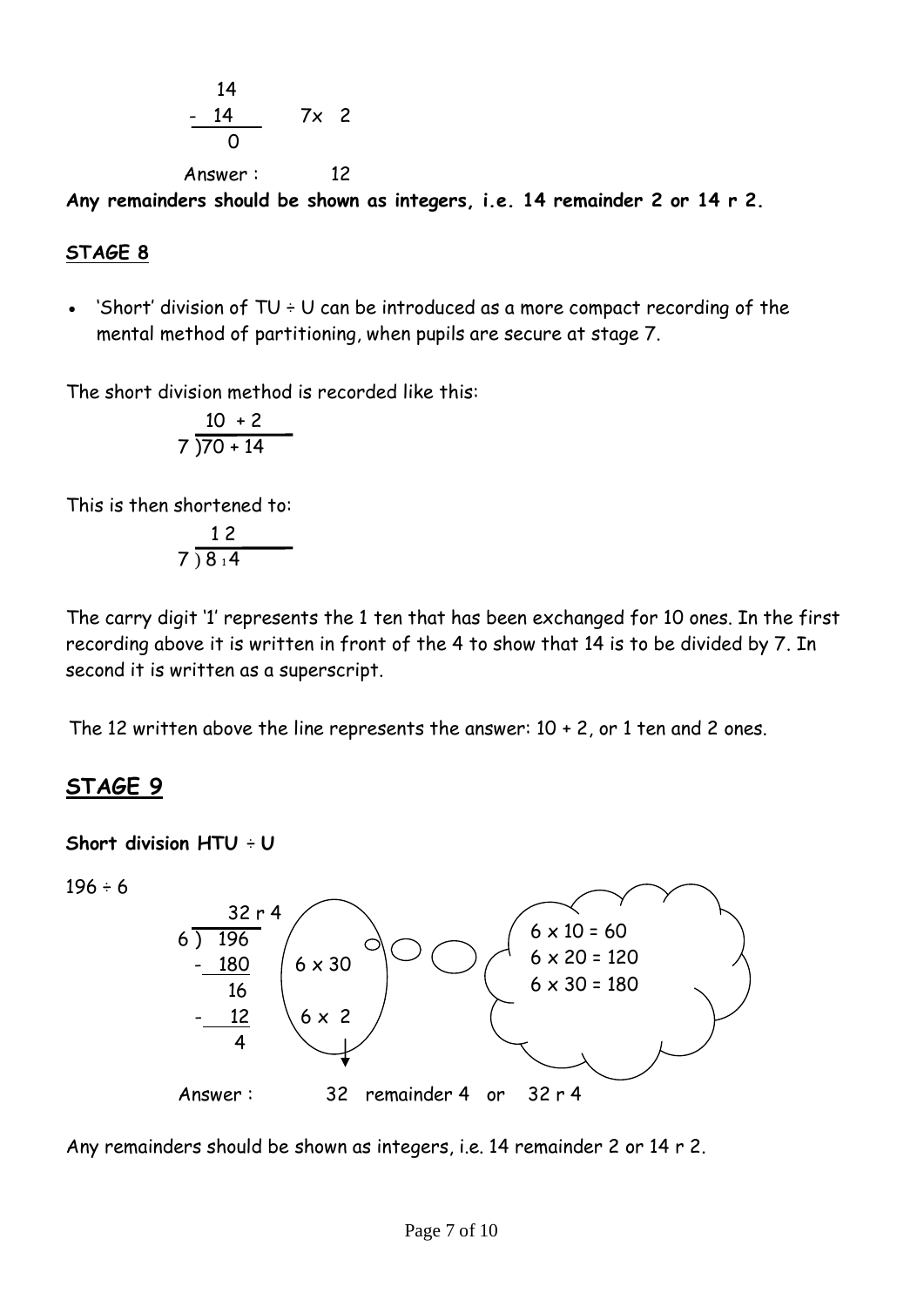```
   14
 - 14     7x 2
    0

Answer :      12
```

**Any remainders should be shown as integers, i.e. 14 remainder 2 or 14 r 2.**

## STAGE 8

- 'Short' division of TU ÷ U can be introduced as a more compact recording of the mental method of partitioning, when pupils are secure at stage 7.

The short division method is recorded like this:

```
   10 + 2
7 )70 + 14
```

This is then shortened to:

```
   1 2
7 ) 8 ₁4
```

The carry digit '1' represents the 1 ten that has been exchanged for 10 ones. In the first recording above it is written in front of the 4 to show that 14 is to be divided by 7. In second it is written as a superscript.

The 12 written above the line represents the answer: 10 + 2, or 1 ten and 2 ones.

## STAGE 9

**Short division HTU ÷ U**

196 ÷ 6

```
     32 r 4
6 )  196
   - 180     6 x 30
      16
   -  12     6 x 2
       4
```

6 x 10 = 60
6 x 20 = 120
6 x 30 = 180

Answer : 32 remainder 4 or 32 r 4

Any remainders should be shown as integers, i.e. 14 remainder 2 or 14 r 2.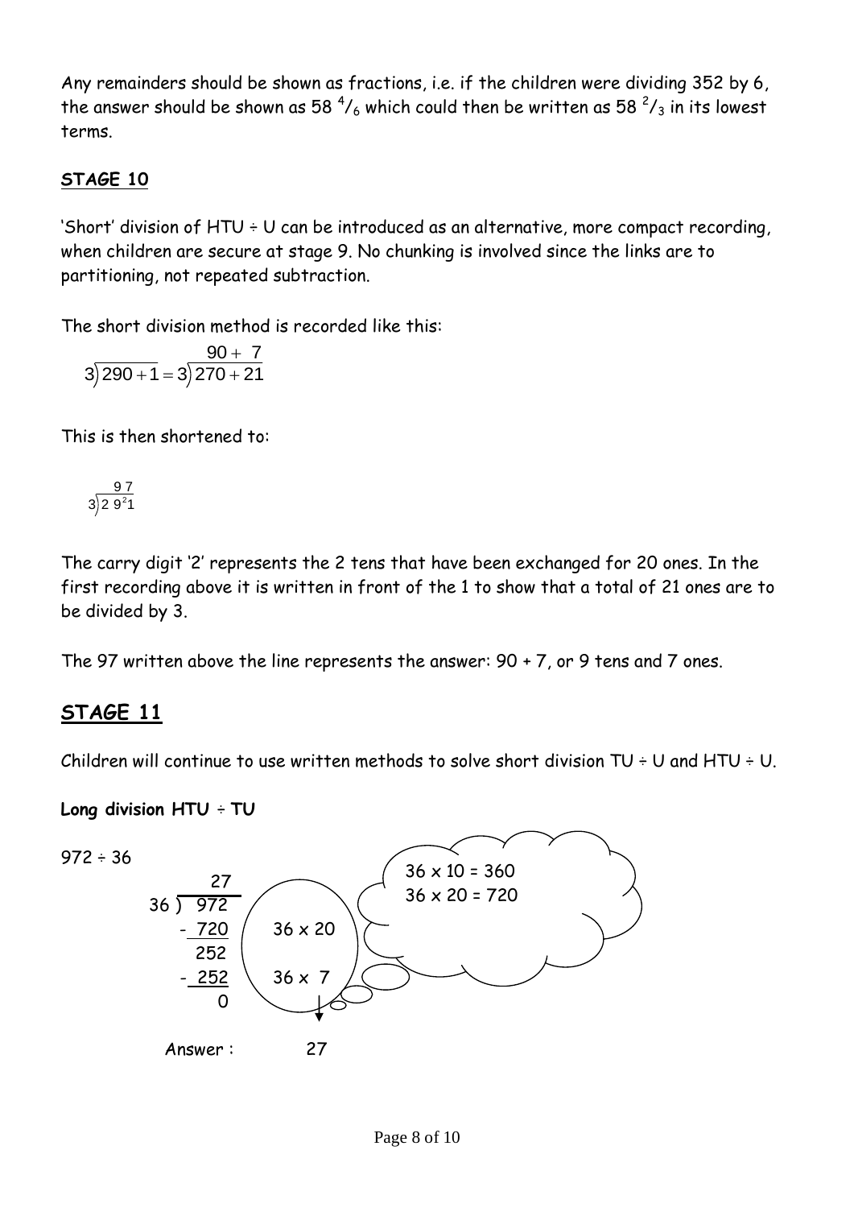Any remainders should be shown as fractions, i.e. if the children were dividing 352 by 6, the answer should be shown as 58 $^4/_6$ which could then be written as 58 $^2/_3$ in its lowest terms.

**STAGE 10**

'Short' division of HTU ÷ U can be introduced as an alternative, more compact recording, when children are secure at stage 9. No chunking is involved since the links are to partitioning, not repeated subtraction.

The short division method is recorded like this:

$$3\overline{)290+1} = 3\overline{)\overset{90+\ 7}{270+21}}$$

This is then shortened to:

$$3\overline{)\overset{9\ 7}{2\ 9\ {}^{2}1}}$$

The carry digit '2' represents the 2 tens that have been exchanged for 20 ones. In the first recording above it is written in front of the 1 to show that a total of 21 ones are to be divided by 3.

The 97 written above the line represents the answer: 90 + 7, or 9 tens and 7 ones.

## STAGE 11

Children will continue to use written methods to solve short division TU ÷ U and HTU ÷ U.

**Long division HTU ÷ TU**

972 ÷ 36

```
        27
  36 ) 972
      - 720     36 x 20
        252
      - 252     36 x  7
          0
```

36 x 10 = 360
36 x 20 = 720

Answer : 27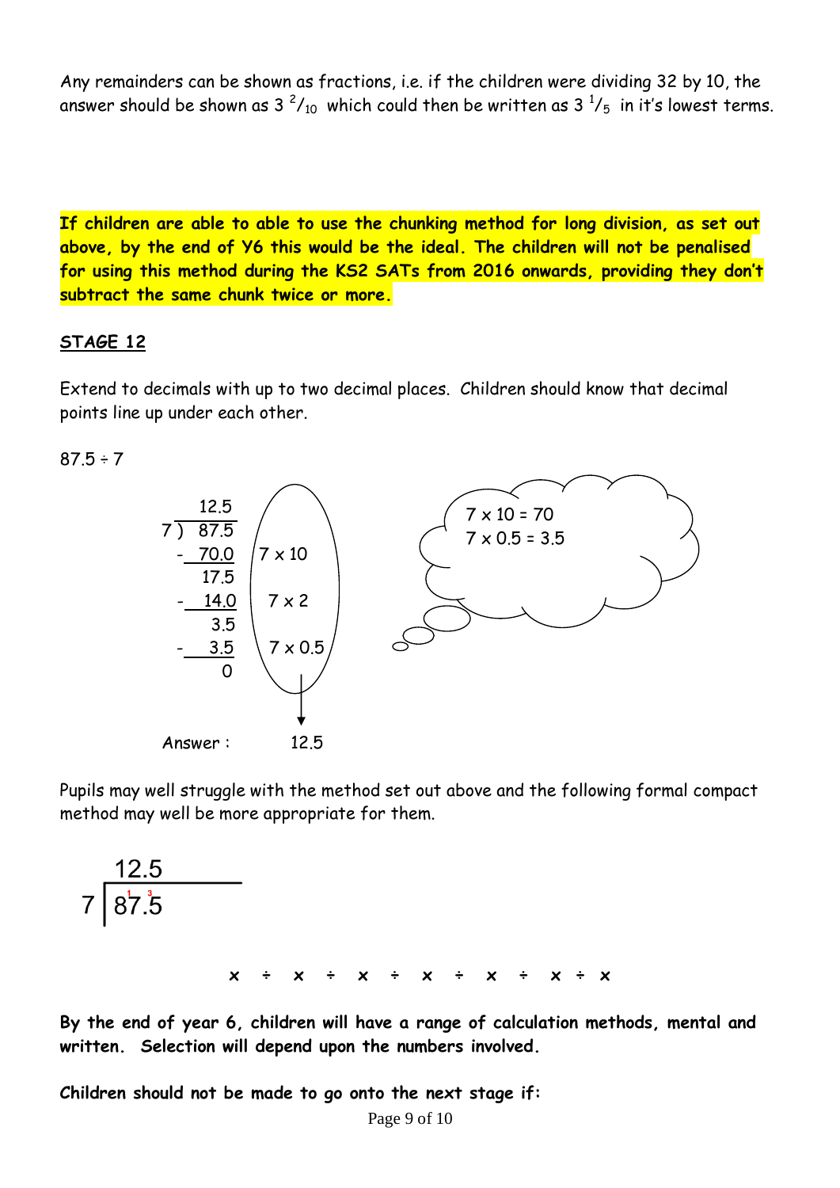Any remainders can be shown as fractions, i.e. if the children were dividing 32 by 10, the answer should be shown as 3 $^{2}/_{10}$ which could then be written as 3 $^{1}/_{5}$ in it's lowest terms.

**If children are able to able to use the chunking method for long division, as set out above, by the end of Y6 this would be the ideal. The children will not be penalised for using this method during the KS2 SATs from 2016 onwards, providing they don't subtract the same chunk twice or more.**

**STAGE 12**

Extend to decimals with up to two decimal places. Children should know that decimal points line up under each other.

87.5 ÷ 7

```
      12.5
  7 ) 87.5
    - 70.0     7 x 10
      17.5
    - 14.0     7 x 2
       3.5
    -  3.5     7 x 0.5
         0

Answer :      12.5
```

7 x 10 = 70
7 x 0.5 = 3.5

Pupils may well struggle with the method set out above and the following formal compact method may well be more appropriate for them.

```
    12.5
 7 | 8¹7.³5
```

x ÷ x ÷ x ÷ x ÷ x ÷ x ÷ x

**By the end of year 6, children will have a range of calculation methods, mental and written. Selection will depend upon the numbers involved.**

**Children should not be made to go onto the next stage if:**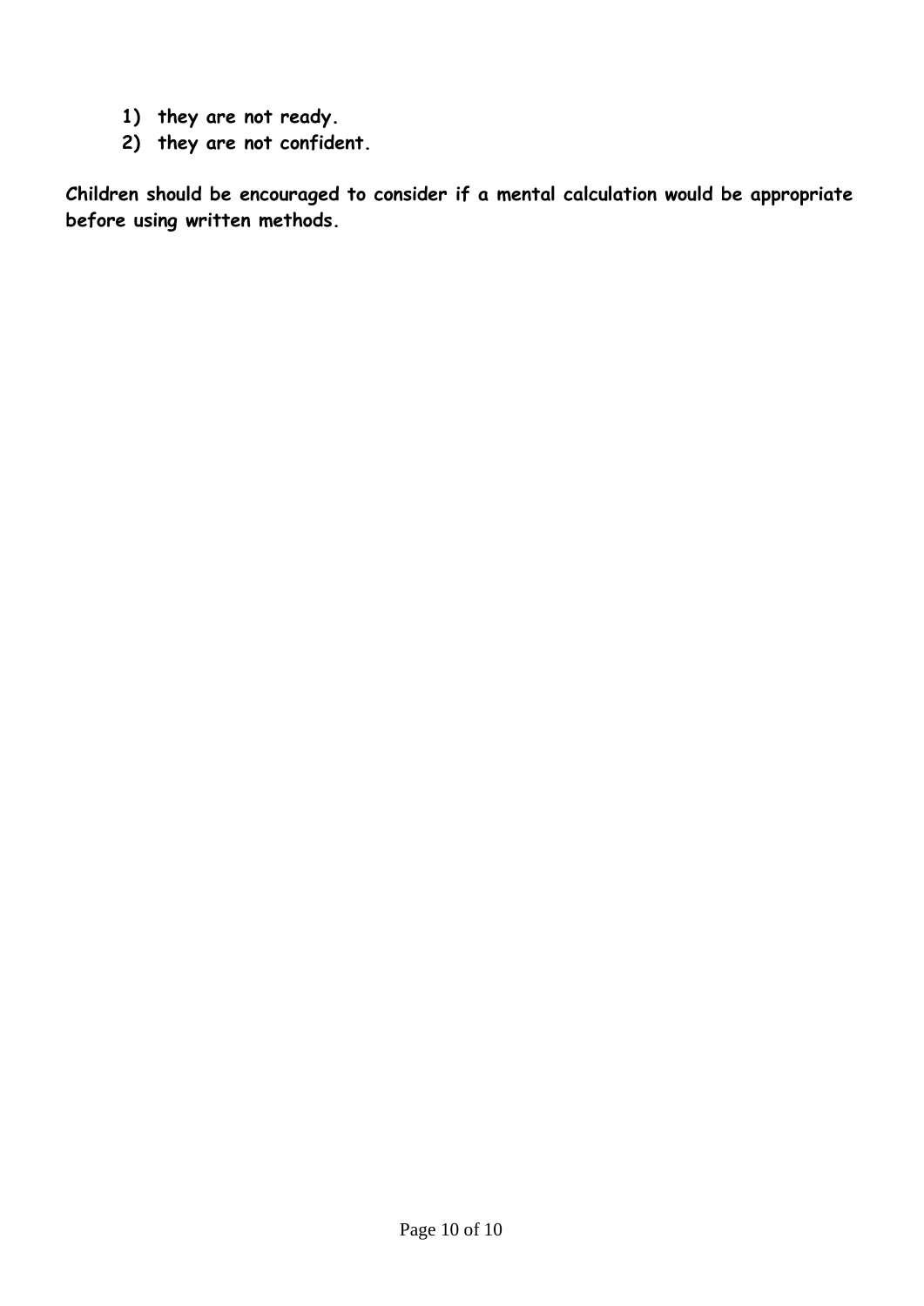1) **they are not ready.**
2) **they are not confident.**

**Children should be encouraged to consider if a mental calculation would be appropriate before using written methods.**